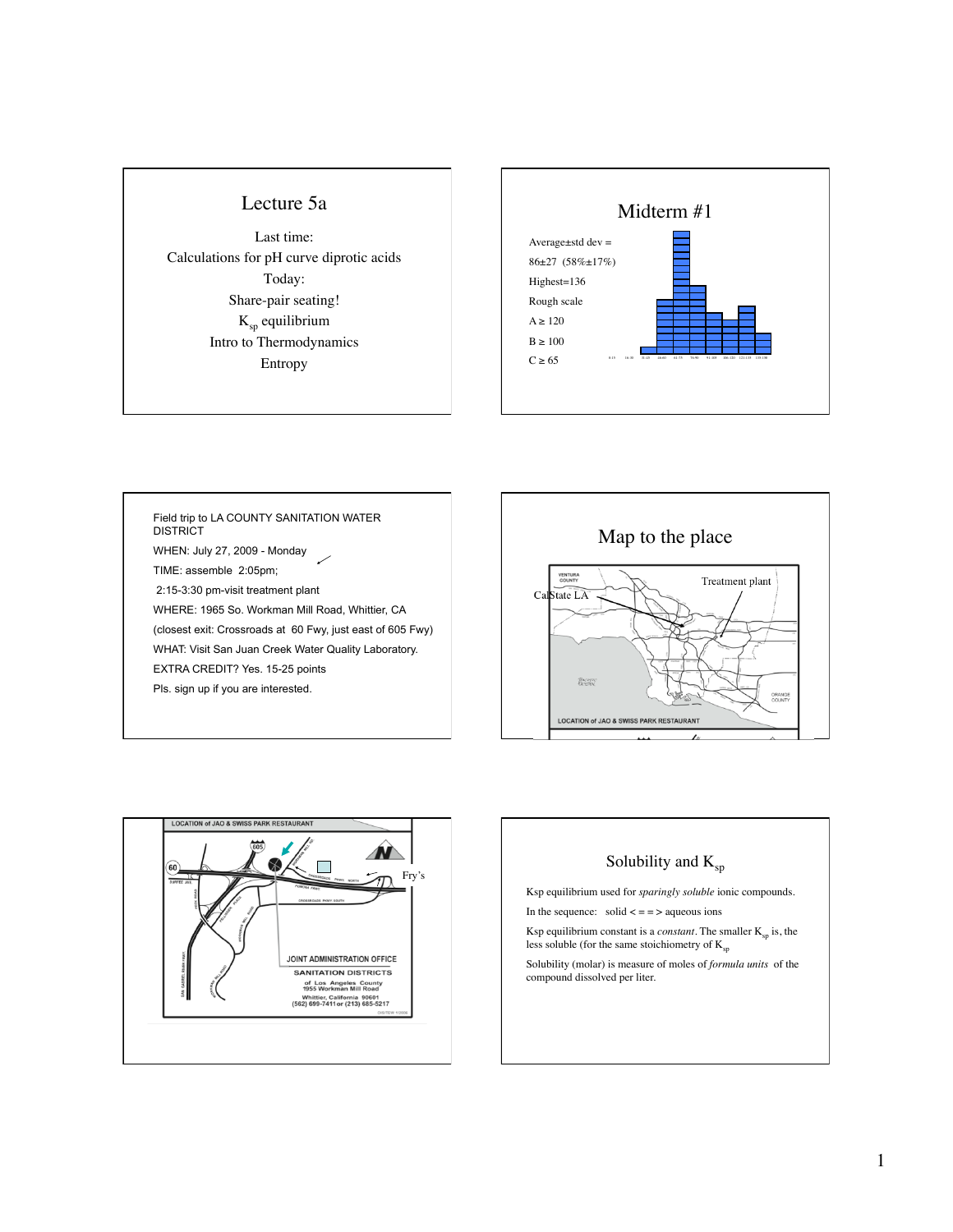## Lecture 5a

Last time:

Calculations for pH curve diprotic acids

Today:

Share-pair seating!

$K_{sp}$ equilibrium

Intro to Thermodynamics

Entropy

## Midterm #1

Average±std dev =

86±27 (58%±17%)

Highest=136

Rough scale

A ≥ 120

B ≥ 100

C ≥ 65

Field trip to LA COUNTY SANITATION WATER DISTRICT

WHEN: July 27, 2009 - Monday

TIME: assemble 2:05pm;

2:15-3:30 pm-visit treatment plant

WHERE: 1965 So. Workman Mill Road, Whittier, CA

(closest exit: Crossroads at 60 Fwy, just east of 605 Fwy)

WHAT: Visit San Juan Creek Water Quality Laboratory.

EXTRA CREDIT? Yes. 15-25 points

Pls. sign up if you are interested.

## Map to the place

CalState LA

Treatment plant

LOCATION of JAO & SWISS PARK RESTAURANT

Fry's

JOINT ADMINISTRATION OFFICE

SANITATION DISTRICTS

of Los Angeles County

1955 Workman Mill Road

Whittier, California 90601

(562) 699-7411 or (213) 685-5217

## Solubility and $K_{sp}$

Ksp equilibrium used for *sparingly soluble* ionic compounds.

In the sequence: solid < = = > aqueous ions

Ksp equilibrium constant is a *constant*. The smaller $K_{sp}$ is, the less soluble (for the same stoichiometry of $K_{sp}$

Solubility (molar) is measure of moles of *formula units* of the compound dissolved per liter.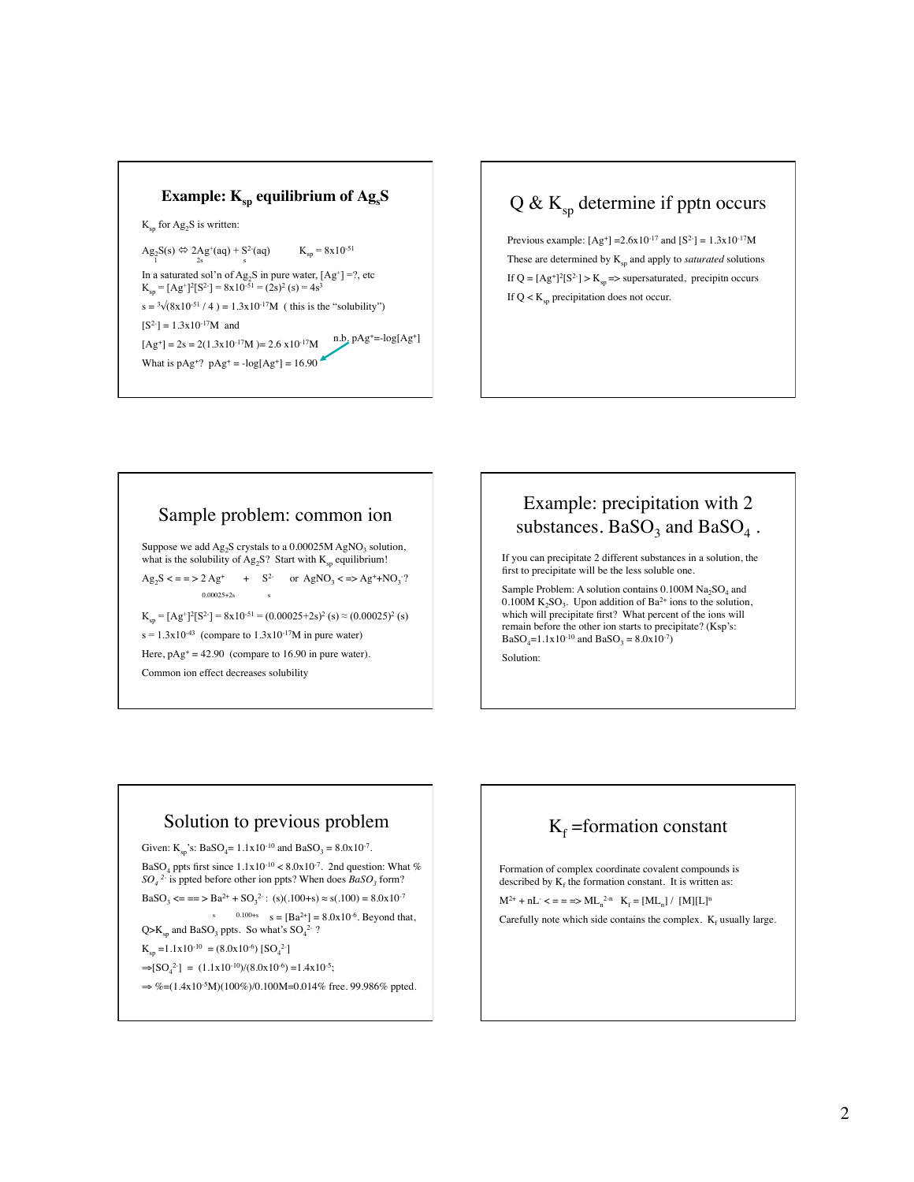## Example: $K_{sp}$ equilibrium of $Ag_2S$

$K_{sp}$ for $Ag_2S$ is written:

$Ag_2S(s) \Leftrightarrow 2Ag^+(aq) + S^{2-}(aq)$ $\quad K_{sp} = 8x10^{-51}$

(under $Ag_2S$: 1; under $2Ag^+$: 2s; under $S^{2-}$: s)

In a saturated sol'n of $Ag_2S$ in pure water, $[Ag^+] =?$, etc

$K_{sp} = [Ag^+]^2[S^{2-}] = 8x10^{-51} = (2s)^2 (s) = 4s^3$

$s = \sqrt[3]{(8x10^{-51} / 4)} = 1.3x10^{-17}M$ ( this is the "solubility")

$[S^{2-}] = 1.3x10^{-17}M$ and

$[Ag^+] = 2s = 2(1.3x10^{-17}M) = 2.6 x10^{-17}M$ $\quad$ n.b. $pAg^+=-log[Ag^+]$

What is $pAg^+$? $pAg^+ = -log[Ag^+] = 16.90$

## Q & $K_{sp}$ determine if pptn occurs

Previous example: $[Ag^+] =2.6x10^{-17}$ and $[S^{2-}] = 1.3x10^{-17}M$

These are determined by $K_{sp}$ and apply to *saturated* solutions

If $Q = [Ag^+]^2[S^{2-}] > K_{sp}$ => supersaturated, precipitn occurs

If $Q < K_{sp}$ precipitation does not occur.

## Sample problem: common ion

Suppose we add $Ag_2S$ crystals to a 0.00025M $AgNO_3$ solution, what is the solubility of $Ag_2S$? Start with $K_{sp}$ equilibrium!

$Ag_2S <==> 2 Ag^+ \quad + \quad S^{2-}$ $\quad$ or $AgNO_3 <=> Ag^+ + NO_3^-$?

(under $2Ag^+$: 0.00025+2s; under $S^{2-}$: s)

$K_{sp} = [Ag^+]^2[S^{2-}] = 8x10^{-51} = (0.00025+2s)^2 (s) \approx (0.00025)^2 (s)$

$s = 1.3x10^{-43}$ (compare to $1.3x10^{-17}M$ in pure water)

Here, $pAg^+ = 42.90$ (compare to 16.90 in pure water).

Common ion effect decreases solubility

## Example: precipitation with 2 substances. $BaSO_3$ and $BaSO_4$.

If you can precipitate 2 different substances in a solution, the first to precipitate will be the less soluble one.

Sample Problem: A solution contains 0.100M $Na_2SO_4$ and 0.100M $K_2SO_3$. Upon addition of $Ba^{2+}$ ions to the solution, which will precipitate first? What percent of the ions will remain before the other ion starts to precipitate? (Ksp's: $BaSO_4$=$1.1x10^{-10}$ and $BaSO_3$ = $8.0x10^{-7}$)

Solution:

## Solution to previous problem

Given: $K_{sp}$'s: $BaSO_4$= $1.1x10^{-10}$ and $BaSO_3$ = $8.0x10^{-7}$.

$BaSO_4$ ppts first since $1.1x10^{-10} < 8.0x10^{-7}$. 2nd question: What % *$SO_4^{2-}$* is ppted before other ion ppts? When does *$BaSO_3$* form?

$BaSO_3 <==> Ba^{2+} + SO_3^{2-}$: $(s)(.100+s) \approx s(.100) = 8.0x10^{-7}$

(under $Ba^{2+}$: s; under $SO_3^{2-}$: 0.100+s) $\quad s = [Ba^{2+}] = 8.0x10^{-6}$. Beyond that, $Q>K_{sp}$ and $BaSO_3$ ppts. So what's $SO_4^{2-}$ ?

$K_{sp} =1.1x10^{-10} = (8.0x10^{-6}) [SO_4^{2-}]$

$\Rightarrow [SO_4^{2-}] = (1.1x10^{-10})/(8.0x10^{-6}) =1.4x10^{-5}$;

$\Rightarrow$ %=(1.4x10$^{-5}$M)(100%)/0.100M=0.014% free. 99.986% ppted.

## $K_f$ =formation constant

Formation of complex coordinate covalent compounds is described by $K_f$ the formation constant. It is written as:

$M^{2+} + nL^- <===> ML_n^{2-n}$ $\quad K_f = [ML_n] / [M][L]^n$

Carefully note which side contains the complex. $K_f$ usually large.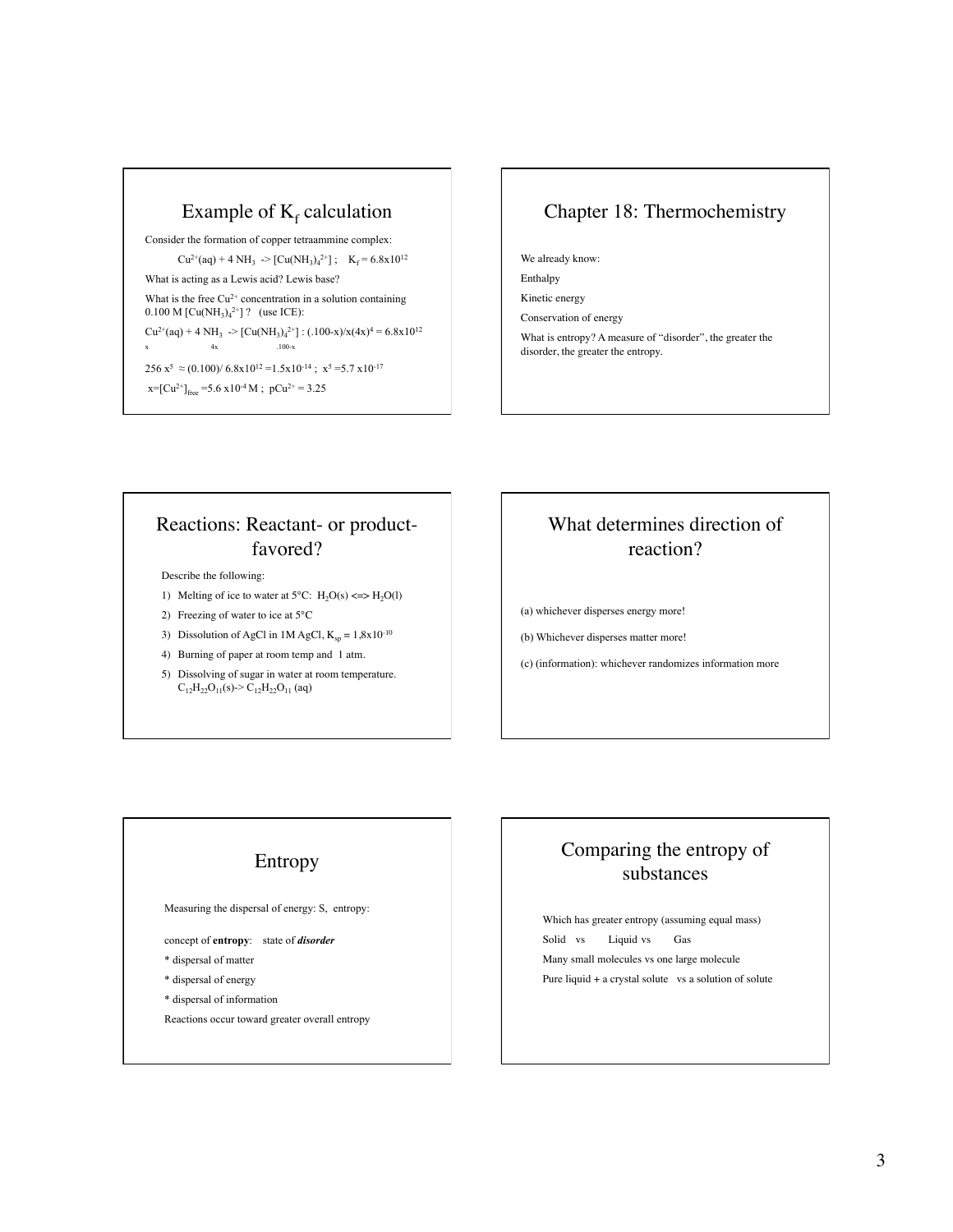## Example of $K_f$ calculation

Consider the formation of copper tetraammine complex:

$Cu^{2+}(aq) + 4\ NH_3 \rightarrow [Cu(NH_3)_4^{2+}]$ ; $K_f = 6.8\times10^{12}$

What is acting as a Lewis acid? Lewis base?

What is the free $Cu^{2+}$ concentration in a solution containing 0.100 M $[Cu(NH_3)_4^{2+}]$ ? (use ICE):

$Cu^{2+}(aq) + 4\ NH_3 \rightarrow [Cu(NH_3)_4^{2+}]$ : $(.100\text{-}x)/x(4x)^4 = 6.8\times10^{12}$

x 4x .100-x

$256\ x^5 \approx (0.100)/\ 6.8\times10^{12} = 1.5\times10^{-14}$ ; $x^5 = 5.7\ \times10^{-17}$

$x = [Cu^{2+}]_{free} = 5.6\ \times10^{-4}$ M ; $pCu^{2+} = 3.25$

## Chapter 18: Thermochemistry

We already know:

Enthalpy

Kinetic energy

Conservation of energy

What is entropy? A measure of "disorder", the greater the disorder, the greater the entropy.

## Reactions: Reactant- or product-favored?

Describe the following:

1) Melting of ice to water at 5°C: $H_2O(s) \Leftrightarrow H_2O(l)$
2) Freezing of water to ice at 5°C
3) Dissolution of AgCl in 1M AgCl, $K_{sp}$ = 1,8x$10^{-10}$
4) Burning of paper at room temp and 1 atm.
5) Dissolving of sugar in water at room temperature. $C_{12}H_{22}O_{11}(s) \rightarrow C_{12}H_{22}O_{11}\ (aq)$

## What determines direction of reaction?

(a) whichever disperses energy more!

(b) Whichever disperses matter more!

(c) (information): whichever randomizes information more

## Entropy

Measuring the dispersal of energy: S, entropy:

concept of **entropy**: state of ***disorder***

* dispersal of matter
* dispersal of energy
* dispersal of information

Reactions occur toward greater overall entropy

## Comparing the entropy of substances

Which has greater entropy (assuming equal mass)

Solid vs Liquid vs Gas

Many small molecules vs one large molecule

Pure liquid + a crystal solute vs a solution of solute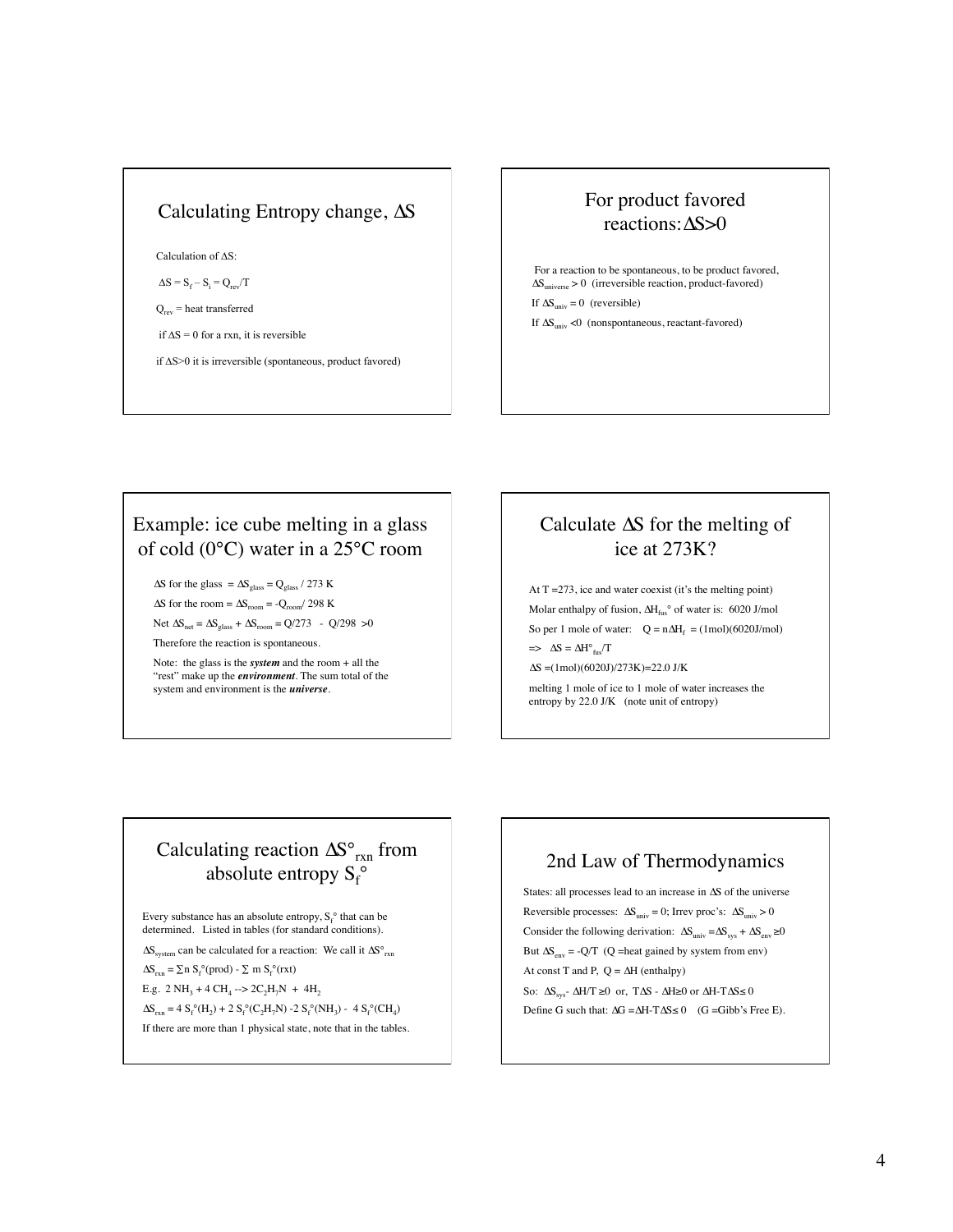## Calculating Entropy change, $\Delta S$

Calculation of $\Delta S$:

$\Delta S = S_f - S_i = Q_{rev}/T$

$Q_{rev}$ = heat transferred

if $\Delta S = 0$ for a rxn, it is reversible

if $\Delta S > 0$ it is irreversible (spontaneous, product favored)

## For product favored reactions: $\Delta S > 0$

For a reaction to be spontaneous, to be product favored, $\Delta S_{universe} > 0$ (irreversible reaction, product-favored)

If $\Delta S_{univ} = 0$ (reversible)

If $\Delta S_{univ} < 0$ (nonspontaneous, reactant-favored)

## Example: ice cube melting in a glass of cold (0°C) water in a 25°C room

$\Delta S$ for the glass $= \Delta S_{glass} = Q_{glass} / 273$ K

$\Delta S$ for the room $= \Delta S_{room} = -Q_{room} / 298$ K

Net $\Delta S_{net} = \Delta S_{glass} + \Delta S_{room} = Q/273 - Q/298 > 0$

Therefore the reaction is spontaneous.

Note: the glass is the ***system*** and the room + all the "rest" make up the ***environment***. The sum total of the system and environment is the ***universe***.

## Calculate $\Delta S$ for the melting of ice at 273K?

At T =273, ice and water coexist (it's the melting point)

Molar enthalpy of fusion, $\Delta H_{fus}°$ of water is: 6020 J/mol

So per 1 mole of water: $Q = n\Delta H_f = (1 mol)(6020 J/mol)$

=> $\Delta S = \Delta H°_{fus}/T$

$\Delta S = (1 mol)(6020 J)/273 K) = 22.0$ J/K

melting 1 mole of ice to 1 mole of water increases the entropy by 22.0 J/K (note unit of entropy)

## Calculating reaction $\Delta S°_{rxn}$ from absolute entropy $S_f°$

Every substance has an absolute entropy, $S_f°$ that can be determined. Listed in tables (for standard conditions).

$\Delta S_{system}$ can be calculated for a reaction: We call it $\Delta S°_{rxn}$

$\Delta S_{rxn} = \sum n\, S_f°(prod) - \sum m\, S_f°(rxt)$

E.g. $2\, NH_3 + 4\, CH_4 \rightarrow 2C_2H_7N + 4H_2$

$\Delta S_{rxn} = 4\, S_f°(H_2) + 2\, S_f°(C_2H_7N) - 2\, S_f°(NH_3) - 4\, S_f°(CH_4)$

If there are more than 1 physical state, note that in the tables.

## 2nd Law of Thermodynamics

States: all processes lead to an increase in $\Delta S$ of the universe

Reversible processes: $\Delta S_{univ} = 0$; Irrev proc's: $\Delta S_{univ} > 0$

Consider the following derivation: $\Delta S_{univ} = \Delta S_{sys} + \Delta S_{env} \geq 0$

But $\Delta S_{env} = -Q/T$ (Q =heat gained by system from env)

At const T and P, $Q = \Delta H$ (enthalpy)

So: $\Delta S_{sys} - \Delta H/T \geq 0$ or, $T\Delta S - \Delta H \geq 0$ or $\Delta H - T\Delta S \leq 0$

Define G such that: $\Delta G = \Delta H - T\Delta S \leq 0$ (G =Gibb's Free E).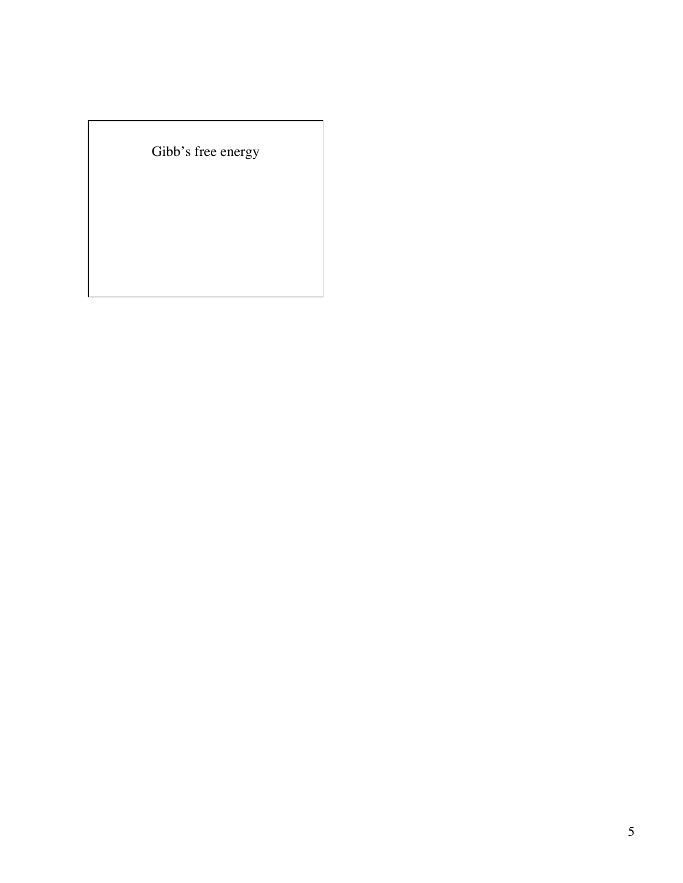Gibb’s free energy